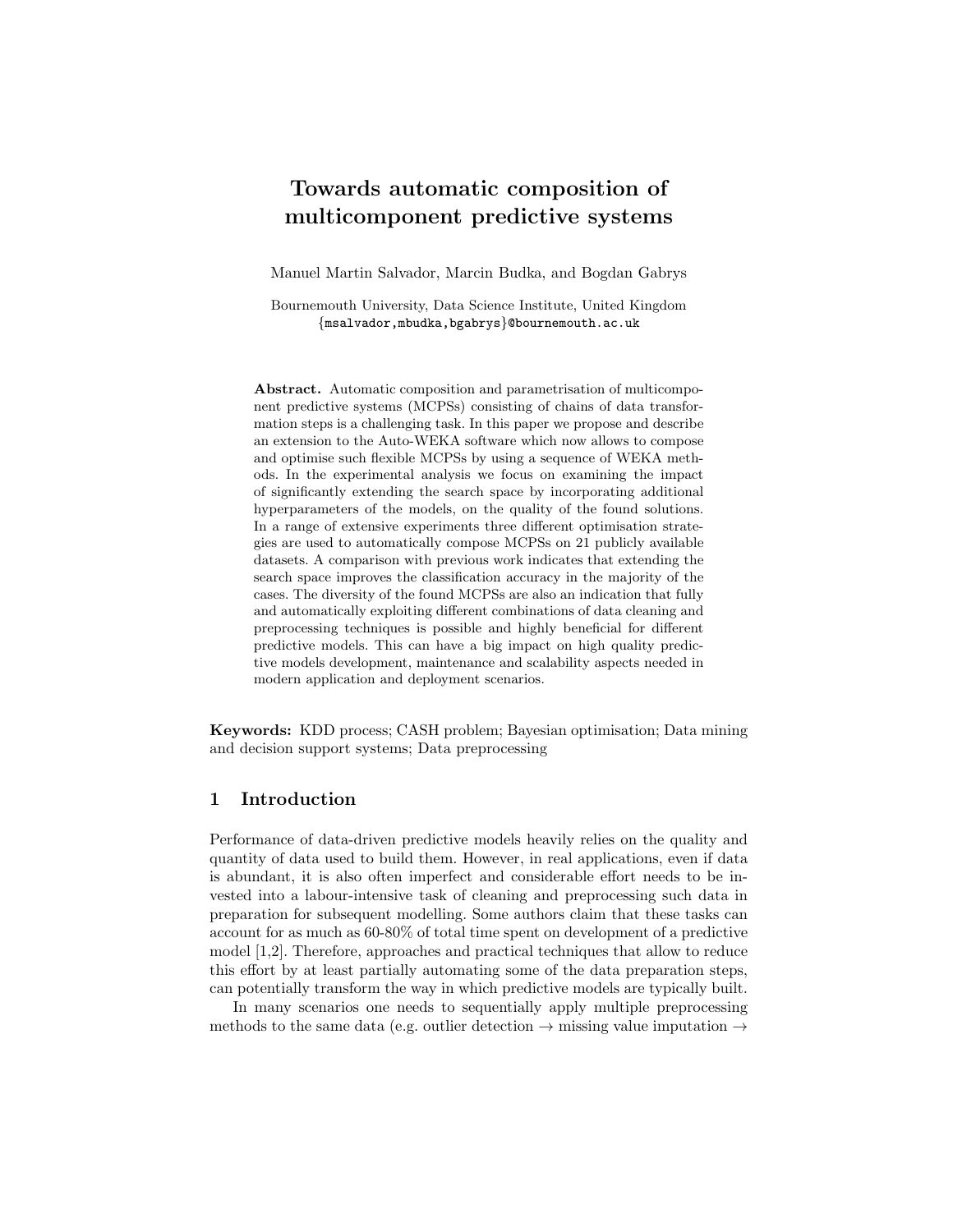# Towards automatic composition of multicomponent predictive systems

Manuel Martin Salvador, Marcin Budka, and Bogdan Gabrys

Bournemouth University, Data Science Institute, United Kingdom
{msalvador,mbudka,bgabrys}@bournemouth.ac.uk

**Abstract.** Automatic composition and parametrisation of multicomponent predictive systems (MCPSs) consisting of chains of data transformation steps is a challenging task. In this paper we propose and describe an extension to the Auto-WEKA software which now allows to compose and optimise such flexible MCPSs by using a sequence of WEKA methods. In the experimental analysis we focus on examining the impact of significantly extending the search space by incorporating additional hyperparameters of the models, on the quality of the found solutions. In a range of extensive experiments three different optimisation strategies are used to automatically compose MCPSs on 21 publicly available datasets. A comparison with previous work indicates that extending the search space improves the classification accuracy in the majority of the cases. The diversity of the found MCPSs are also an indication that fully and automatically exploiting different combinations of data cleaning and preprocessing techniques is possible and highly beneficial for different predictive models. This can have a big impact on high quality predictive models development, maintenance and scalability aspects needed in modern application and deployment scenarios.

**Keywords:** KDD process; CASH problem; Bayesian optimisation; Data mining and decision support systems; Data preprocessing

## 1 Introduction

Performance of data-driven predictive models heavily relies on the quality and quantity of data used to build them. However, in real applications, even if data is abundant, it is also often imperfect and considerable effort needs to be invested into a labour-intensive task of cleaning and preprocessing such data in preparation for subsequent modelling. Some authors claim that these tasks can account for as much as 60-80% of total time spent on development of a predictive model [1,2]. Therefore, approaches and practical techniques that allow to reduce this effort by at least partially automating some of the data preparation steps, can potentially transform the way in which predictive models are typically built.

In many scenarios one needs to sequentially apply multiple preprocessing methods to the same data (e.g. outlier detection → missing value imputation →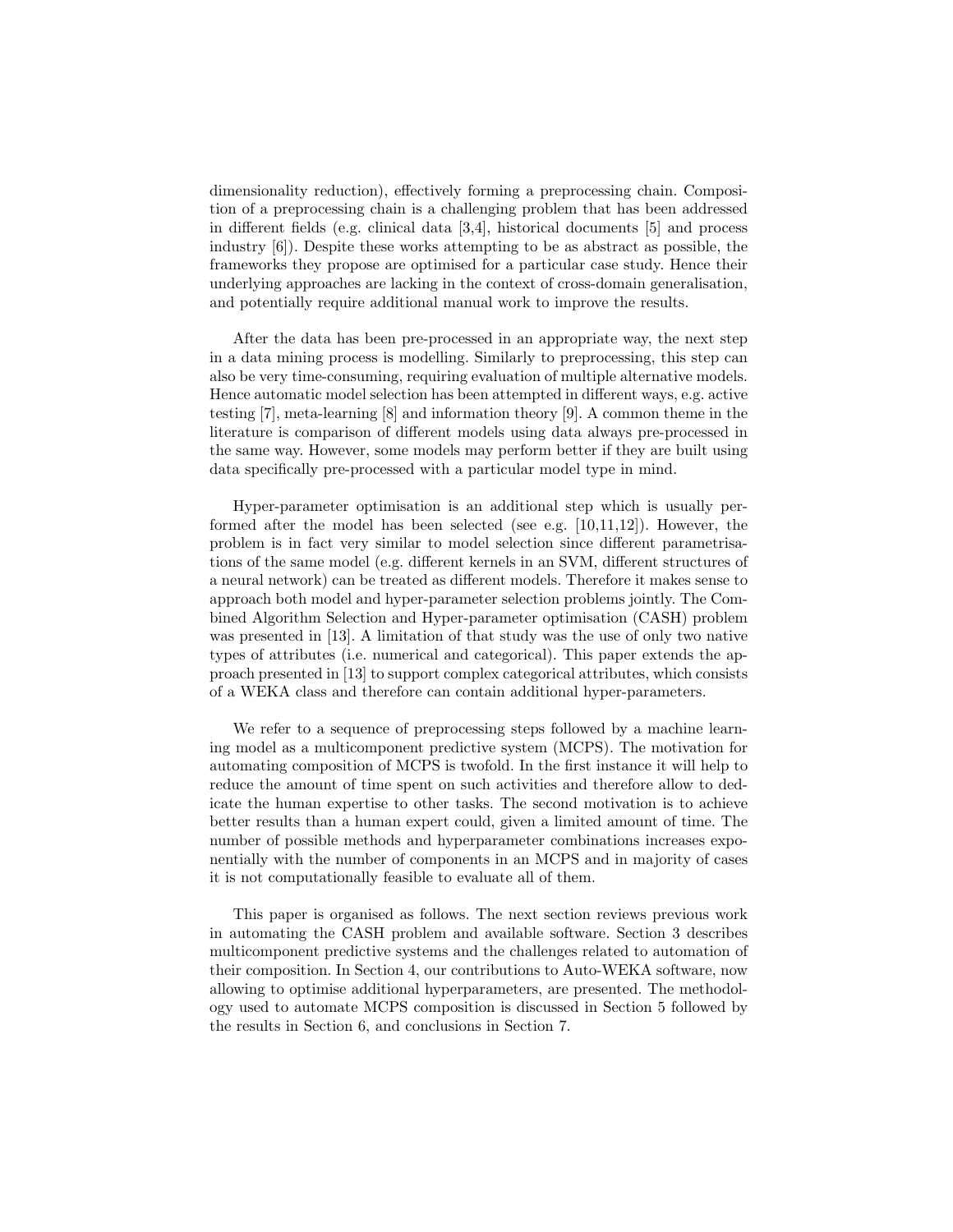dimensionality reduction), effectively forming a preprocessing chain. Composition of a preprocessing chain is a challenging problem that has been addressed in different fields (e.g. clinical data [3,4], historical documents [5] and process industry [6]). Despite these works attempting to be as abstract as possible, the frameworks they propose are optimised for a particular case study. Hence their underlying approaches are lacking in the context of cross-domain generalisation, and potentially require additional manual work to improve the results.

After the data has been pre-processed in an appropriate way, the next step in a data mining process is modelling. Similarly to preprocessing, this step can also be very time-consuming, requiring evaluation of multiple alternative models. Hence automatic model selection has been attempted in different ways, e.g. active testing [7], meta-learning [8] and information theory [9]. A common theme in the literature is comparison of different models using data always pre-processed in the same way. However, some models may perform better if they are built using data specifically pre-processed with a particular model type in mind.

Hyper-parameter optimisation is an additional step which is usually performed after the model has been selected (see e.g. [10,11,12]). However, the problem is in fact very similar to model selection since different parametrisations of the same model (e.g. different kernels in an SVM, different structures of a neural network) can be treated as different models. Therefore it makes sense to approach both model and hyper-parameter selection problems jointly. The Combined Algorithm Selection and Hyper-parameter optimisation (CASH) problem was presented in [13]. A limitation of that study was the use of only two native types of attributes (i.e. numerical and categorical). This paper extends the approach presented in [13] to support complex categorical attributes, which consists of a WEKA class and therefore can contain additional hyper-parameters.

We refer to a sequence of preprocessing steps followed by a machine learning model as a multicomponent predictive system (MCPS). The motivation for automating composition of MCPS is twofold. In the first instance it will help to reduce the amount of time spent on such activities and therefore allow to dedicate the human expertise to other tasks. The second motivation is to achieve better results than a human expert could, given a limited amount of time. The number of possible methods and hyperparameter combinations increases exponentially with the number of components in an MCPS and in majority of cases it is not computationally feasible to evaluate all of them.

This paper is organised as follows. The next section reviews previous work in automating the CASH problem and available software. Section 3 describes multicomponent predictive systems and the challenges related to automation of their composition. In Section 4, our contributions to Auto-WEKA software, now allowing to optimise additional hyperparameters, are presented. The methodology used to automate MCPS composition is discussed in Section 5 followed by the results in Section 6, and conclusions in Section 7.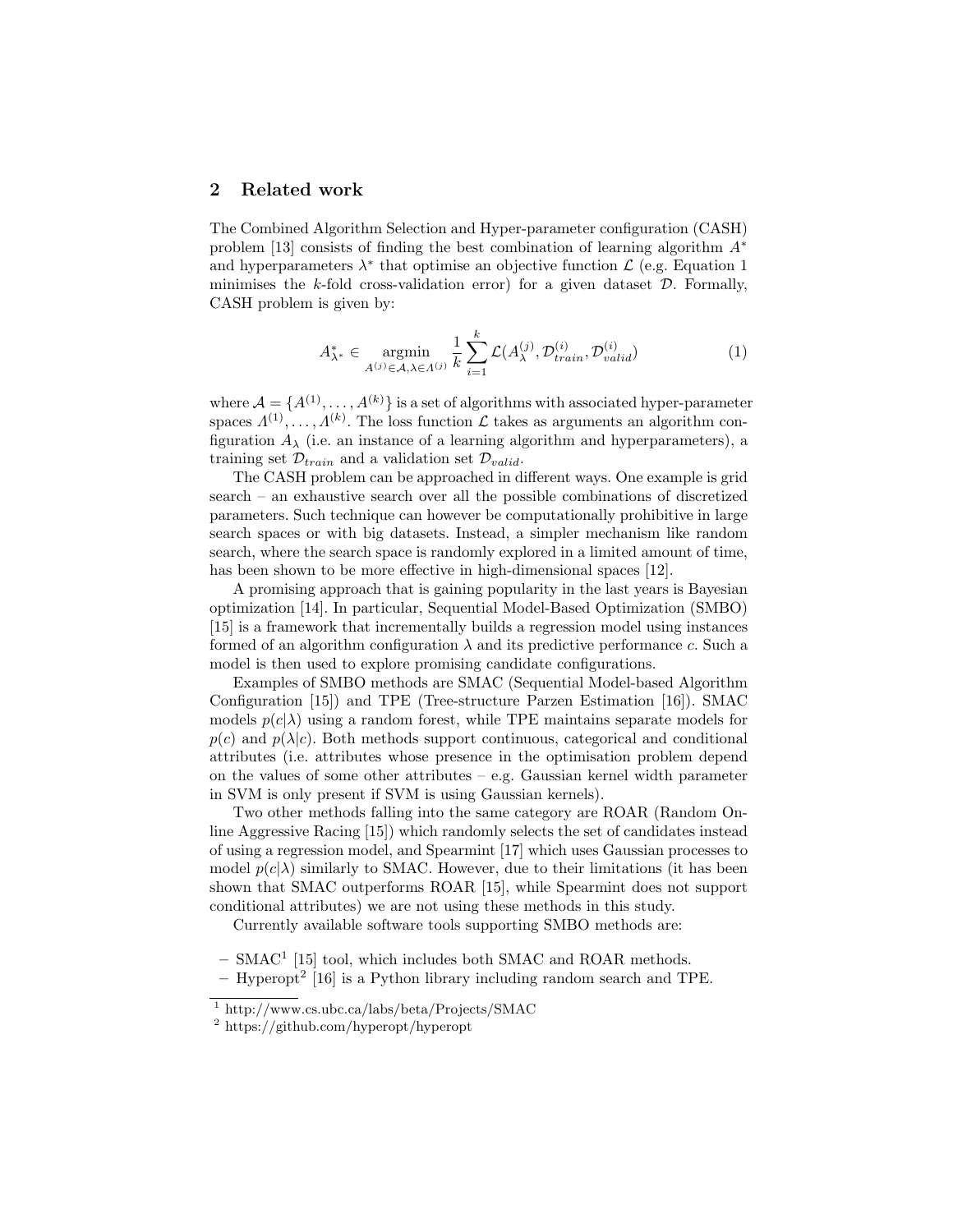## 2 Related work

The Combined Algorithm Selection and Hyper-parameter configuration (CASH) problem [13] consists of finding the best combination of learning algorithm $A^*$ and hyperparameters $\lambda^*$ that optimise an objective function $\mathcal{L}$ (e.g. Equation 1 minimises the $k$-fold cross-validation error) for a given dataset $\mathcal{D}$. Formally, CASH problem is given by:

$$A^*_{\lambda^*} \in \underset{A^{(j)} \in \mathcal{A}, \lambda \in \Lambda^{(j)}}{\operatorname{argmin}} \frac{1}{k} \sum_{i=1}^{k} \mathcal{L}(A^{(j)}_{\lambda}, \mathcal{D}^{(i)}_{train}, \mathcal{D}^{(i)}_{valid}) \tag{1}$$

where $\mathcal{A} = \{A^{(1)}, \ldots, A^{(k)}\}$ is a set of algorithms with associated hyper-parameter spaces $\Lambda^{(1)}, \ldots, \Lambda^{(k)}$. The loss function $\mathcal{L}$ takes as arguments an algorithm configuration $A_\lambda$ (i.e. an instance of a learning algorithm and hyperparameters), a training set $\mathcal{D}_{train}$ and a validation set $\mathcal{D}_{valid}$.

The CASH problem can be approached in different ways. One example is grid search – an exhaustive search over all the possible combinations of discretized parameters. Such technique can however be computationally prohibitive in large search spaces or with big datasets. Instead, a simpler mechanism like random search, where the search space is randomly explored in a limited amount of time, has been shown to be more effective in high-dimensional spaces [12].

A promising approach that is gaining popularity in the last years is Bayesian optimization [14]. In particular, Sequential Model-Based Optimization (SMBO) [15] is a framework that incrementally builds a regression model using instances formed of an algorithm configuration $\lambda$ and its predictive performance $c$. Such a model is then used to explore promising candidate configurations.

Examples of SMBO methods are SMAC (Sequential Model-based Algorithm Configuration [15]) and TPE (Tree-structure Parzen Estimation [16]). SMAC models $p(c|\lambda)$ using a random forest, while TPE maintains separate models for $p(c)$ and $p(\lambda|c)$. Both methods support continuous, categorical and conditional attributes (i.e. attributes whose presence in the optimisation problem depend on the values of some other attributes – e.g. Gaussian kernel width parameter in SVM is only present if SVM is using Gaussian kernels).

Two other methods falling into the same category are ROAR (Random Online Aggressive Racing [15]) which randomly selects the set of candidates instead of using a regression model, and Spearmint [17] which uses Gaussian processes to model $p(c|\lambda)$ similarly to SMAC. However, due to their limitations (it has been shown that SMAC outperforms ROAR [15], while Spearmint does not support conditional attributes) we are not using these methods in this study.

Currently available software tools supporting SMBO methods are:

- SMAC[1] [15] tool, which includes both SMAC and ROAR methods.
- Hyperopt[2] [16] is a Python library including random search and TPE.

[1] http://www.cs.ubc.ca/labs/beta/Projects/SMAC

[2] https://github.com/hyperopt/hyperopt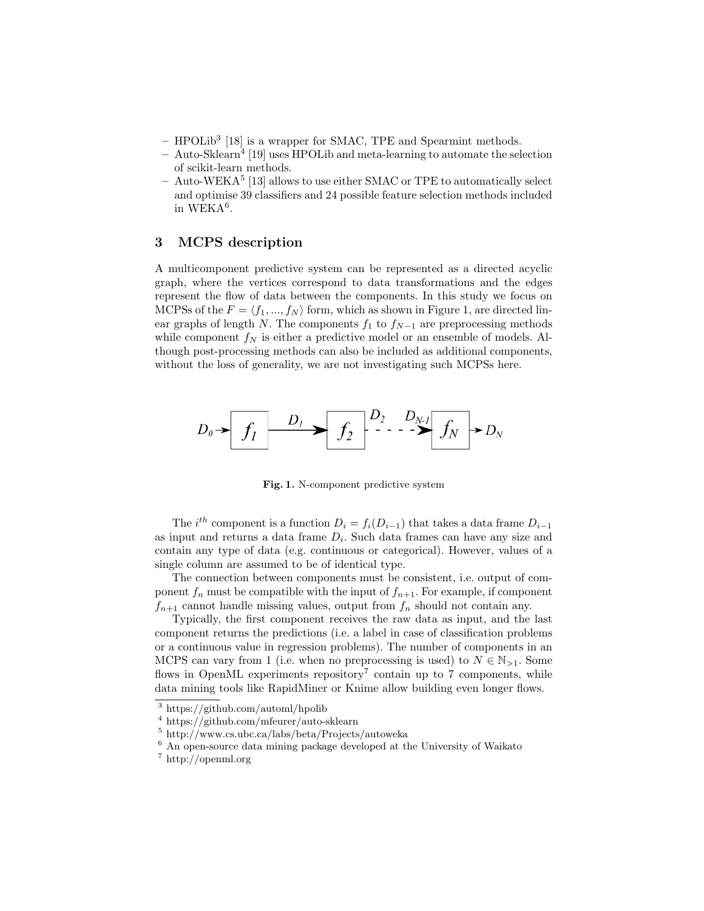- HPOLib[3] [18] is a wrapper for SMAC, TPE and Spearmint methods.
- Auto-Sklearn[4] [19] uses HPOLib and meta-learning to automate the selection of scikit-learn methods.
- Auto-WEKA[5] [13] allows to use either SMAC or TPE to automatically select and optimise 39 classifiers and 24 possible feature selection methods included in WEKA[6].

## 3 MCPS description

A multicomponent predictive system can be represented as a directed acyclic graph, where the vertices correspond to data transformations and the edges represent the flow of data between the components. In this study we focus on MCPSs of the $F = \langle f_1, ..., f_N \rangle$ form, which as shown in Figure 1, are directed linear graphs of length $N$. The components $f_1$ to $f_{N-1}$ are preprocessing methods while component $f_N$ is either a predictive model or an ensemble of models. Although post-processing methods can also be included as additional components, without the loss of generality, we are not investigating such MCPSs here.

$$D_0 \rightarrow \boxed{f_1} \xrightarrow{D_1} \boxed{f_2} \overset{D_2}{-} - - \overset{D_{N-1}}{\rightarrow} \boxed{f_N} \rightarrow D_N$$

**Fig. 1.** N-component predictive system

The $i^{th}$ component is a function $D_i = f_i(D_{i-1})$ that takes a data frame $D_{i-1}$ as input and returns a data frame $D_i$. Such data frames can have any size and contain any type of data (e.g. continuous or categorical). However, values of a single column are assumed to be of identical type.

The connection between components must be consistent, i.e. output of component $f_n$ must be compatible with the input of $f_{n+1}$. For example, if component $f_{n+1}$ cannot handle missing values, output from $f_n$ should not contain any.

Typically, the first component receives the raw data as input, and the last component returns the predictions (i.e. a label in case of classification problems or a continuous value in regression problems). The number of components in an MCPS can vary from 1 (i.e. when no preprocessing is used) to $N \in \mathbb{N}_{>1}$. Some flows in OpenML experiments repository[7] contain up to 7 components, while data mining tools like RapidMiner or Knime allow building even longer flows.

[3] https://github.com/automl/hpolib

[4] https://github.com/mfeurer/auto-sklearn

[5] http://www.cs.ubc.ca/labs/beta/Projects/autoweka

[6] An open-source data mining package developed at the University of Waikato

[7] http://openml.org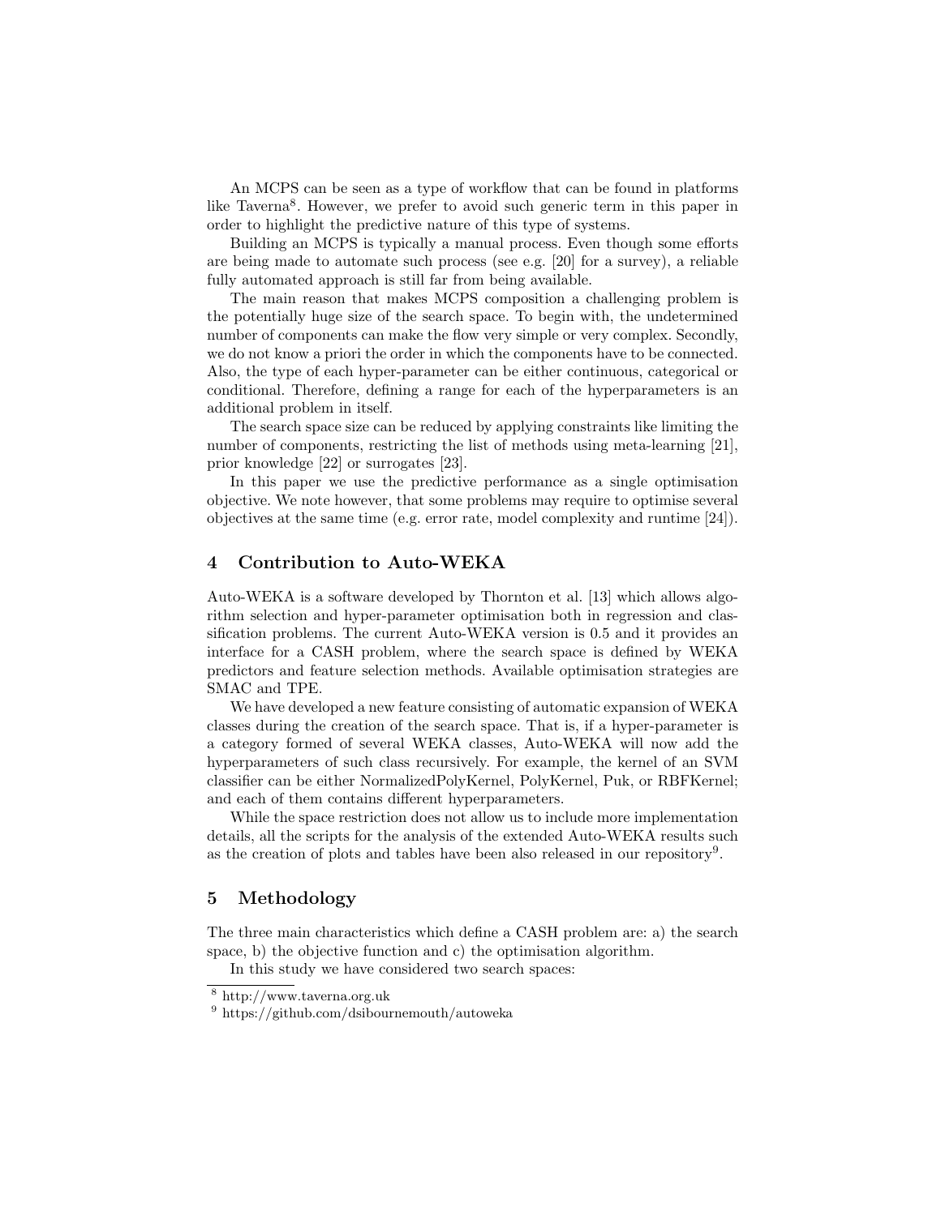An MCPS can be seen as a type of workflow that can be found in platforms like Taverna[8]. However, we prefer to avoid such generic term in this paper in order to highlight the predictive nature of this type of systems.

Building an MCPS is typically a manual process. Even though some efforts are being made to automate such process (see e.g. [20] for a survey), a reliable fully automated approach is still far from being available.

The main reason that makes MCPS composition a challenging problem is the potentially huge size of the search space. To begin with, the undetermined number of components can make the flow very simple or very complex. Secondly, we do not know a priori the order in which the components have to be connected. Also, the type of each hyper-parameter can be either continuous, categorical or conditional. Therefore, defining a range for each of the hyperparameters is an additional problem in itself.

The search space size can be reduced by applying constraints like limiting the number of components, restricting the list of methods using meta-learning [21], prior knowledge [22] or surrogates [23].

In this paper we use the predictive performance as a single optimisation objective. We note however, that some problems may require to optimise several objectives at the same time (e.g. error rate, model complexity and runtime [24]).

## 4 Contribution to Auto-WEKA

Auto-WEKA is a software developed by Thornton et al. [13] which allows algorithm selection and hyper-parameter optimisation both in regression and classification problems. The current Auto-WEKA version is 0.5 and it provides an interface for a CASH problem, where the search space is defined by WEKA predictors and feature selection methods. Available optimisation strategies are SMAC and TPE.

We have developed a new feature consisting of automatic expansion of WEKA classes during the creation of the search space. That is, if a hyper-parameter is a category formed of several WEKA classes, Auto-WEKA will now add the hyperparameters of such class recursively. For example, the kernel of an SVM classifier can be either NormalizedPolyKernel, PolyKernel, Puk, or RBFKernel; and each of them contains different hyperparameters.

While the space restriction does not allow us to include more implementation details, all the scripts for the analysis of the extended Auto-WEKA results such as the creation of plots and tables have been also released in our repository[9].

## 5 Methodology

The three main characteristics which define a CASH problem are: a) the search space, b) the objective function and c) the optimisation algorithm.

In this study we have considered two search spaces:

[8] http://www.taverna.org.uk

[9] https://github.com/dsibournemouth/autoweka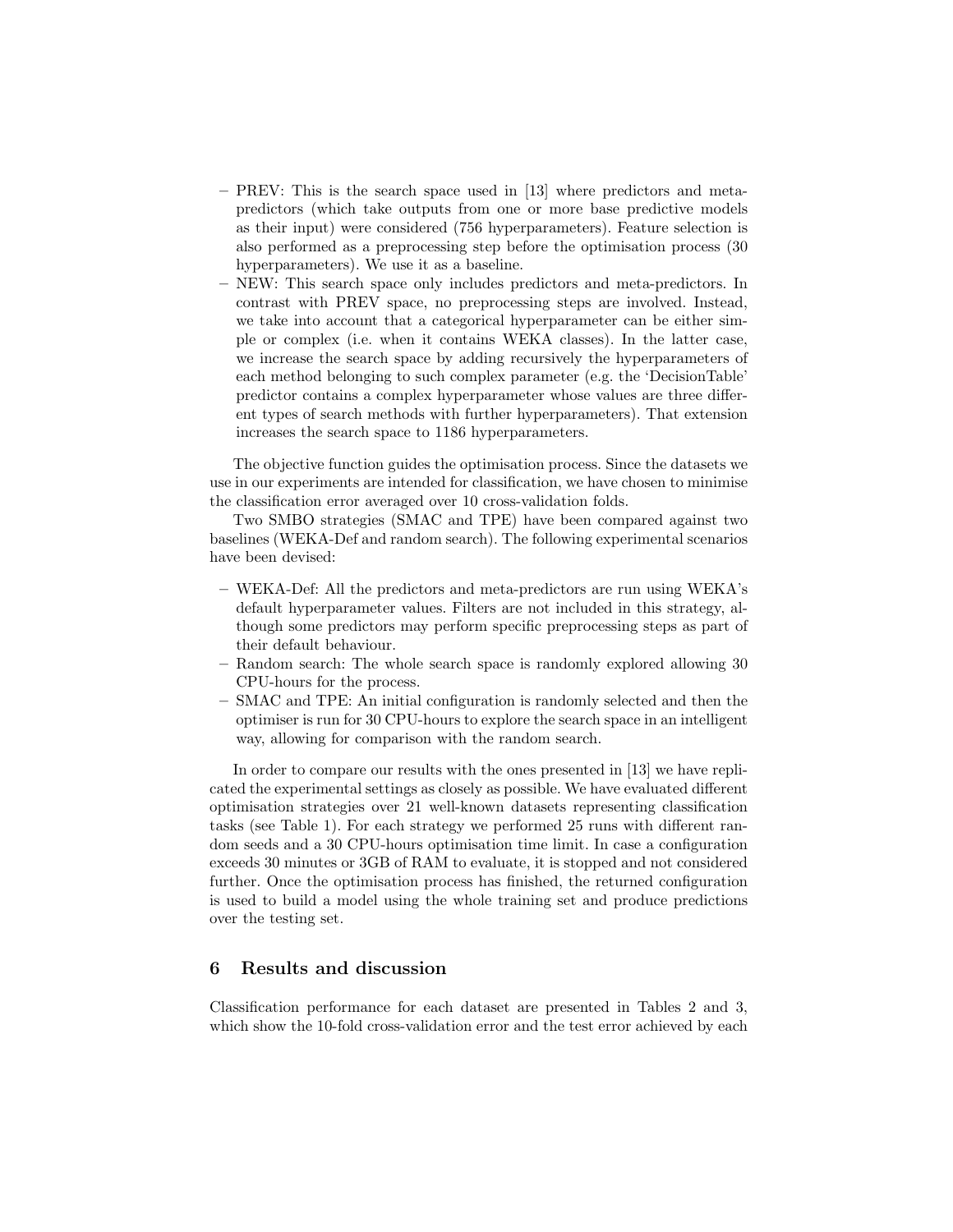- PREV: This is the search space used in [13] where predictors and meta-predictors (which take outputs from one or more base predictive models as their input) were considered (756 hyperparameters). Feature selection is also performed as a preprocessing step before the optimisation process (30 hyperparameters). We use it as a baseline.
- NEW: This search space only includes predictors and meta-predictors. In contrast with PREV space, no preprocessing steps are involved. Instead, we take into account that a categorical hyperparameter can be either simple or complex (i.e. when it contains WEKA classes). In the latter case, we increase the search space by adding recursively the hyperparameters of each method belonging to such complex parameter (e.g. the 'DecisionTable' predictor contains a complex hyperparameter whose values are three different types of search methods with further hyperparameters). That extension increases the search space to 1186 hyperparameters.

The objective function guides the optimisation process. Since the datasets we use in our experiments are intended for classification, we have chosen to minimise the classification error averaged over 10 cross-validation folds.

Two SMBO strategies (SMAC and TPE) have been compared against two baselines (WEKA-Def and random search). The following experimental scenarios have been devised:

- WEKA-Def: All the predictors and meta-predictors are run using WEKA's default hyperparameter values. Filters are not included in this strategy, although some predictors may perform specific preprocessing steps as part of their default behaviour.
- Random search: The whole search space is randomly explored allowing 30 CPU-hours for the process.
- SMAC and TPE: An initial configuration is randomly selected and then the optimiser is run for 30 CPU-hours to explore the search space in an intelligent way, allowing for comparison with the random search.

In order to compare our results with the ones presented in [13] we have replicated the experimental settings as closely as possible. We have evaluated different optimisation strategies over 21 well-known datasets representing classification tasks (see Table 1). For each strategy we performed 25 runs with different random seeds and a 30 CPU-hours optimisation time limit. In case a configuration exceeds 30 minutes or 3GB of RAM to evaluate, it is stopped and not considered further. Once the optimisation process has finished, the returned configuration is used to build a model using the whole training set and produce predictions over the testing set.

## 6 Results and discussion

Classification performance for each dataset are presented in Tables 2 and 3, which show the 10-fold cross-validation error and the test error achieved by each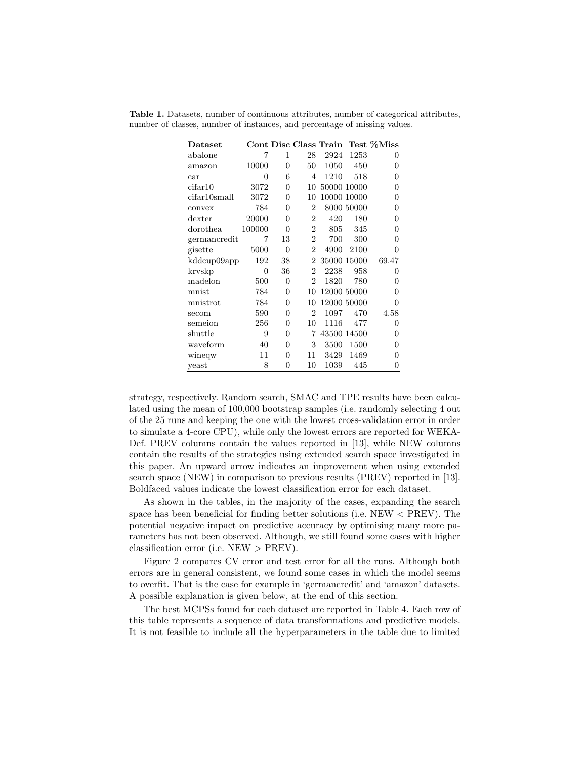**Table 1.** Datasets, number of continuous attributes, number of categorical attributes, number of classes, number of instances, and percentage of missing values.

| Dataset | Cont | Disc | Class | Train | Test | %Miss |
|---|---|---|---|---|---|---|
| abalone | 7 | 1 | 28 | 2924 | 1253 | 0 |
| amazon | 10000 | 0 | 50 | 1050 | 450 | 0 |
| car | 0 | 6 | 4 | 1210 | 518 | 0 |
| cifar10 | 3072 | 0 | 10 | 50000 | 10000 | 0 |
| cifar10small | 3072 | 0 | 10 | 10000 | 10000 | 0 |
| convex | 784 | 0 | 2 | 8000 | 50000 | 0 |
| dexter | 20000 | 0 | 2 | 420 | 180 | 0 |
| dorothea | 100000 | 0 | 2 | 805 | 345 | 0 |
| germancredit | 7 | 13 | 2 | 700 | 300 | 0 |
| gisette | 5000 | 0 | 2 | 4900 | 2100 | 0 |
| kddcup09app | 192 | 38 | 2 | 35000 | 15000 | 69.47 |
| krvskp | 0 | 36 | 2 | 2238 | 958 | 0 |
| madelon | 500 | 0 | 2 | 1820 | 780 | 0 |
| mnist | 784 | 0 | 10 | 12000 | 50000 | 0 |
| mnistrot | 784 | 0 | 10 | 12000 | 50000 | 0 |
| secom | 590 | 0 | 2 | 1097 | 470 | 4.58 |
| semeion | 256 | 0 | 10 | 1116 | 477 | 0 |
| shuttle | 9 | 0 | 7 | 43500 | 14500 | 0 |
| waveform | 40 | 0 | 3 | 3500 | 1500 | 0 |
| wineqw | 11 | 0 | 11 | 3429 | 1469 | 0 |
| yeast | 8 | 0 | 10 | 1039 | 445 | 0 |

strategy, respectively. Random search, SMAC and TPE results have been calculated using the mean of 100,000 bootstrap samples (i.e. randomly selecting 4 out of the 25 runs and keeping the one with the lowest cross-validation error in order to simulate a 4-core CPU), while only the lowest errors are reported for WEKA-Def. PREV columns contain the values reported in [13], while NEW columns contain the results of the strategies using extended search space investigated in this paper. An upward arrow indicates an improvement when using extended search space (NEW) in comparison to previous results (PREV) reported in [13]. Boldfaced values indicate the lowest classification error for each dataset.

As shown in the tables, in the majority of the cases, expanding the search space has been beneficial for finding better solutions (i.e. NEW < PREV). The potential negative impact on predictive accuracy by optimising many more parameters has not been observed. Although, we still found some cases with higher classification error (i.e. NEW > PREV).

Figure 2 compares CV error and test error for all the runs. Although both errors are in general consistent, we found some cases in which the model seems to overfit. That is the case for example in 'germancredit' and 'amazon' datasets. A possible explanation is given below, at the end of this section.

The best MCPSs found for each dataset are reported in Table 4. Each row of this table represents a sequence of data transformations and predictive models. It is not feasible to include all the hyperparameters in the table due to limited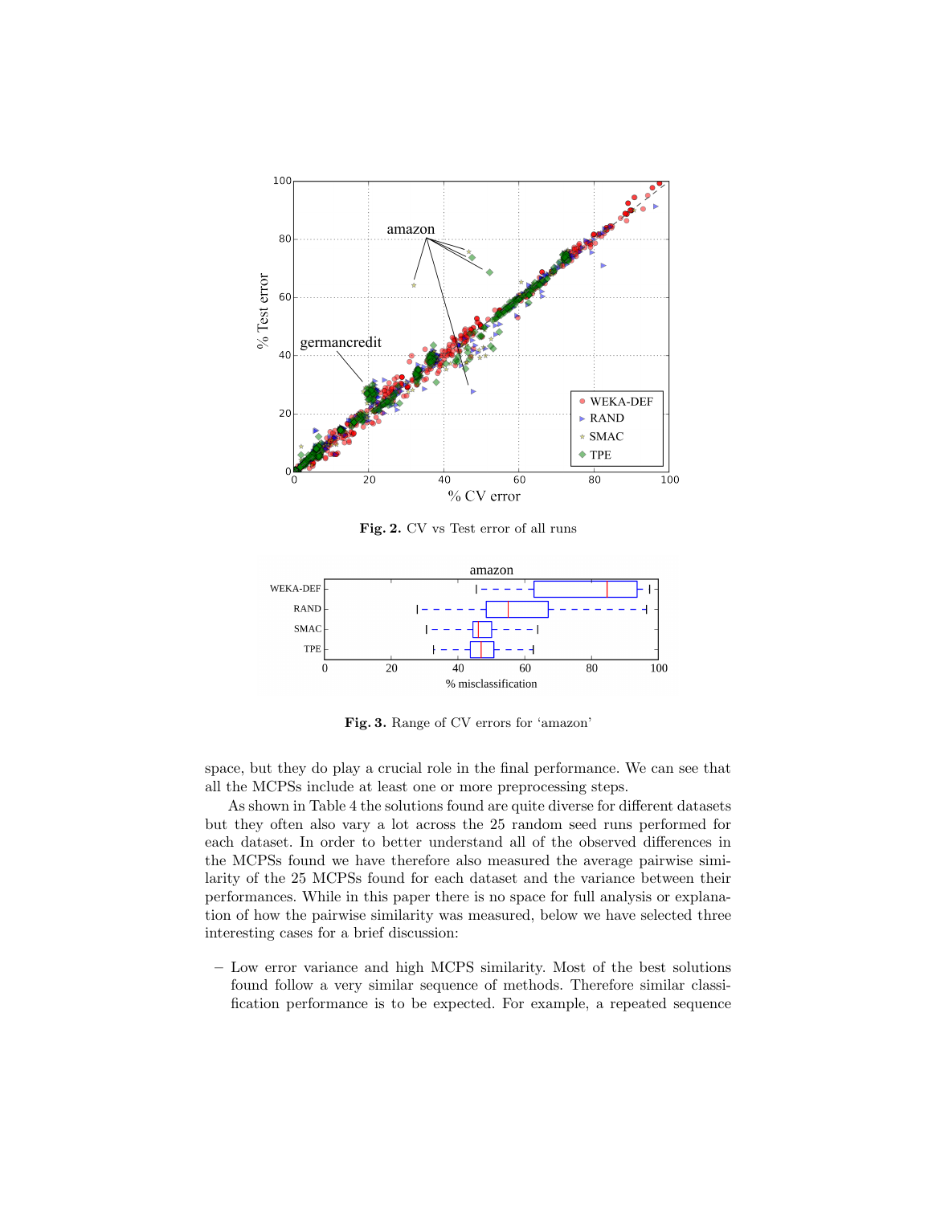**Fig. 2.** CV vs Test error of all runs

**Fig. 3.** Range of CV errors for 'amazon'

space, but they do play a crucial role in the final performance. We can see that all the MCPSs include at least one or more preprocessing steps.

As shown in Table 4 the solutions found are quite diverse for different datasets but they often also vary a lot across the 25 random seed runs performed for each dataset. In order to better understand all of the observed differences in the MCPSs found we have therefore also measured the average pairwise similarity of the 25 MCPSs found for each dataset and the variance between their performances. While in this paper there is no space for full analysis or explanation of how the pairwise similarity was measured, below we have selected three interesting cases for a brief discussion:

- Low error variance and high MCPS similarity. Most of the best solutions found follow a very similar sequence of methods. Therefore similar classification performance is to be expected. For example, a repeated sequence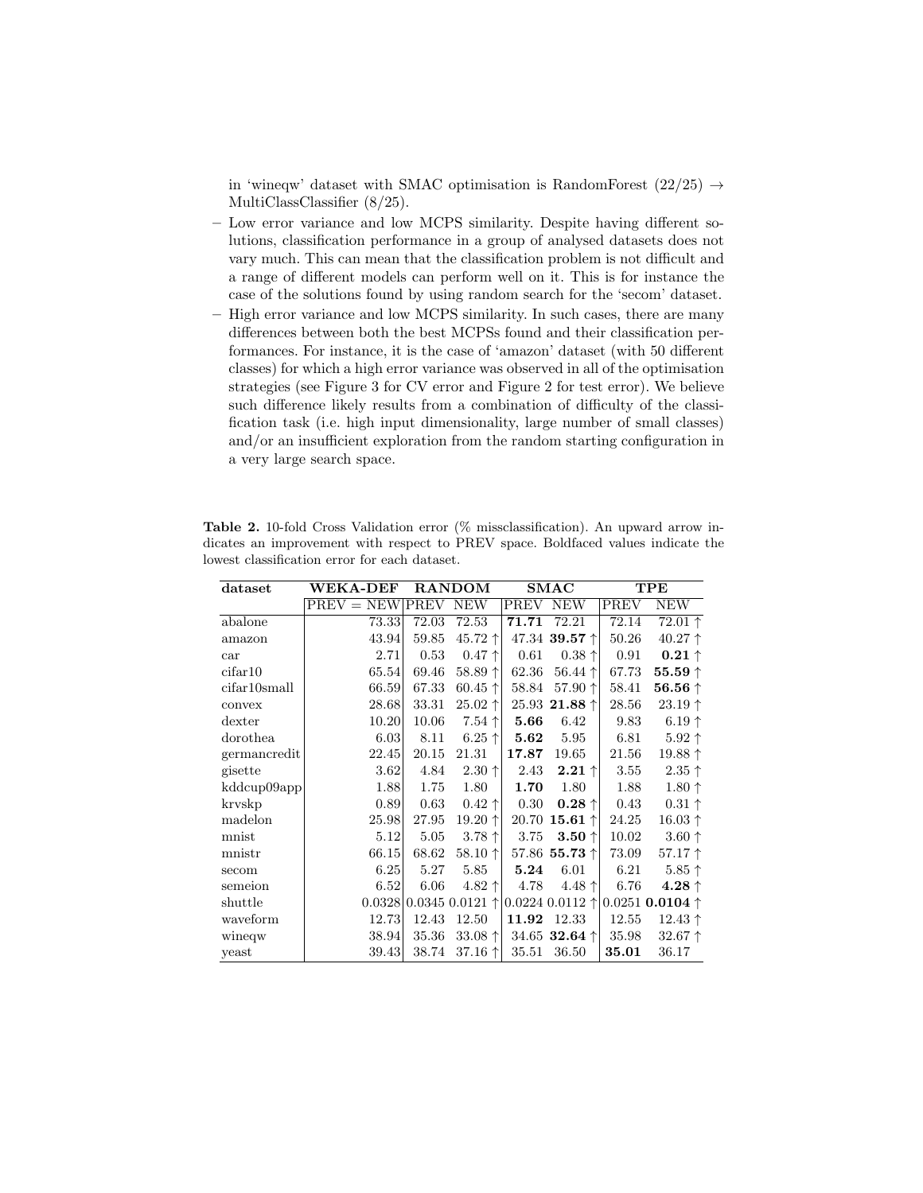in 'wineqw' dataset with SMAC optimisation is RandomForest (22/25) $\rightarrow$ MultiClassClassifier (8/25).

- Low error variance and low MCPS similarity. Despite having different solutions, classification performance in a group of analysed datasets does not vary much. This can mean that the classification problem is not difficult and a range of different models can perform well on it. This is for instance the case of the solutions found by using random search for the 'secom' dataset.
- High error variance and low MCPS similarity. In such cases, there are many differences between both the best MCPSs found and their classification performances. For instance, it is the case of 'amazon' dataset (with 50 different classes) for which a high error variance was observed in all of the optimisation strategies (see Figure 3 for CV error and Figure 2 for test error). We believe such difference likely results from a combination of difficulty of the classification task (i.e. high input dimensionality, large number of small classes) and/or an insufficient exploration from the random starting configuration in a very large search space.

**Table 2.** 10-fold Cross Validation error (% missclassification). An upward arrow indicates an improvement with respect to PREV space. Boldfaced values indicate the lowest classification error for each dataset.

| dataset | WEKA-DEF | RANDOM | | SMAC | | TPE | |
|---|---|---|---|---|---|---|---|
| | PREV = NEW | PREV | NEW | PREV | NEW | PREV | NEW |
| abalone | 73.33 | 72.03 | 72.53 | **71.71** | 72.21 | 72.14 | 72.01 ↑ |
| amazon | 43.94 | 59.85 | 45.72 ↑ | 47.34 | **39.57** ↑ | 50.26 | 40.27 ↑ |
| car | 2.71 | 0.53 | 0.47 ↑ | 0.61 | 0.38 ↑ | 0.91 | **0.21** ↑ |
| cifar10 | 65.54 | 69.46 | 58.89 ↑ | 62.36 | 56.44 ↑ | 67.73 | **55.59** ↑ |
| cifar10small | 66.59 | 67.33 | 60.45 ↑ | 58.84 | 57.90 ↑ | 58.41 | **56.56** ↑ |
| convex | 28.68 | 33.31 | 25.02 ↑ | 25.93 | **21.88** ↑ | 28.56 | 23.19 ↑ |
| dexter | 10.20 | 10.06 | 7.54 ↑ | **5.66** | 6.42 | 9.83 | 6.19 ↑ |
| dorothea | 6.03 | 8.11 | 6.25 ↑ | **5.62** | 5.95 | 6.81 | 5.92 ↑ |
| germancredit | 22.45 | 20.15 | 21.31 | **17.87** | 19.65 | 21.56 | 19.88 ↑ |
| gisette | 3.62 | 4.84 | 2.30 ↑ | 2.43 | **2.21** ↑ | 3.55 | 2.35 ↑ |
| kddcup09app | 1.88 | 1.75 | 1.80 | **1.70** | 1.80 | 1.88 | 1.80 ↑ |
| krvskp | 0.89 | 0.63 | 0.42 ↑ | 0.30 | **0.28** ↑ | 0.43 | 0.31 ↑ |
| madelon | 25.98 | 27.95 | 19.20 ↑ | 20.70 | **15.61** ↑ | 24.25 | 16.03 ↑ |
| mnist | 5.12 | 5.05 | 3.78 ↑ | 3.75 | **3.50** ↑ | 10.02 | 3.60 ↑ |
| mnistr | 66.15 | 68.62 | 58.10 ↑ | 57.86 | **55.73** ↑ | 73.09 | 57.17 ↑ |
| secom | 6.25 | 5.27 | 5.85 | **5.24** | 6.01 | 6.21 | 5.85 ↑ |
| semeion | 6.52 | 6.06 | 4.82 ↑ | 4.78 | 4.48 ↑ | 6.76 | **4.28** ↑ |
| shuttle | 0.0328 | 0.0345 | 0.0121 ↑ | 0.0224 | 0.0112 ↑ | 0.0251 | **0.0104** ↑ |
| waveform | 12.73 | 12.43 | 12.50 | **11.92** | 12.33 | 12.55 | 12.43 ↑ |
| wineqw | 38.94 | 35.36 | 33.08 ↑ | 34.65 | **32.64** ↑ | 35.98 | 32.67 ↑ |
| yeast | 39.43 | 38.74 | 37.16 ↑ | 35.51 | 36.50 | **35.01** | 36.17 |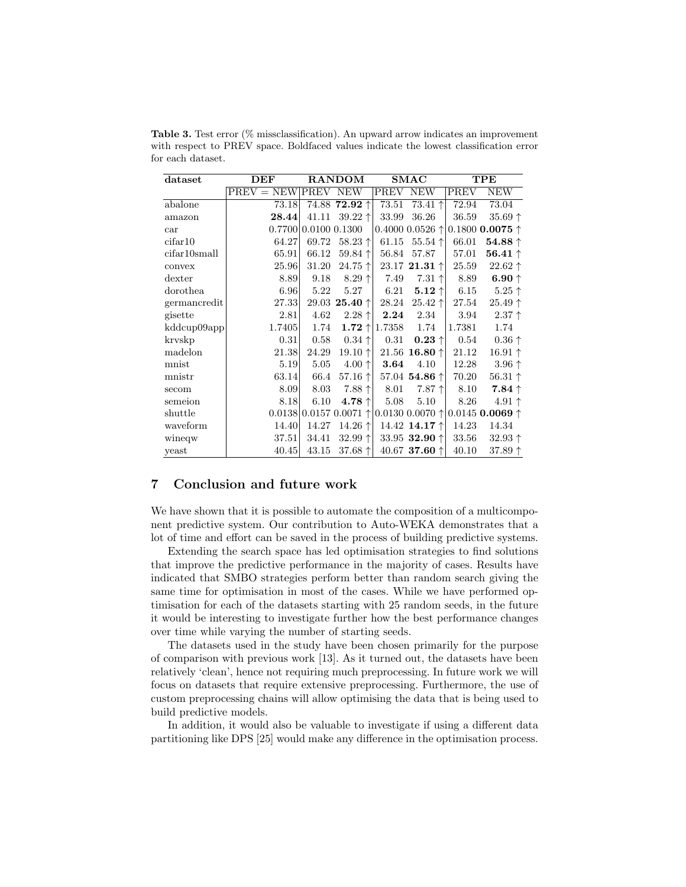**Table 3.** Test error (% missclassification). An upward arrow indicates an improvement with respect to PREV space. Boldfaced values indicate the lowest classification error for each dataset.

| dataset | DEF | RANDOM | | SMAC | | TPE | |
|---|---|---|---|---|---|---|---|
| | PREV = NEW | PREV | NEW | PREV | NEW | PREV | NEW |
| abalone | 73.18 | 74.88 | **72.92** ↑ | 73.51 | 73.41 ↑ | 72.94 | 73.04 |
| amazon | **28.44** | 41.11 | 39.22 ↑ | 33.99 | 36.26 | 36.59 | 35.69 ↑ |
| car | 0.7700 | 0.0100 | 0.1300 | 0.4000 | 0.0526 ↑ | 0.1800 | **0.0075** ↑ |
| cifar10 | 64.27 | 69.72 | 58.23 ↑ | 61.15 | 55.54 ↑ | 66.01 | **54.88** ↑ |
| cifar10small | 65.91 | 66.12 | 59.84 ↑ | 56.84 | 57.87 | 57.01 | **56.41** ↑ |
| convex | 25.96 | 31.20 | 24.75 ↑ | 23.17 | **21.31** ↑ | 25.59 | 22.62 ↑ |
| dexter | 8.89 | 9.18 | 8.29 ↑ | 7.49 | 7.31 ↑ | 8.89 | **6.90** ↑ |
| dorothea | 6.96 | 5.22 | 5.27 | 6.21 | **5.12** ↑ | 6.15 | 5.25 ↑ |
| germancredit | 27.33 | 29.03 | **25.40** ↑ | 28.24 | 25.42 ↑ | 27.54 | 25.49 ↑ |
| gisette | 2.81 | 4.62 | 2.28 ↑ | **2.24** | 2.34 | 3.94 | 2.37 ↑ |
| kddcup09app | 1.7405 | 1.74 | **1.72** ↑ | 1.7358 | 1.74 | 1.7381 | 1.74 |
| krvskp | 0.31 | 0.58 | 0.34 ↑ | 0.31 | **0.23** ↑ | 0.54 | 0.36 ↑ |
| madelon | 21.38 | 24.29 | 19.10 ↑ | 21.56 | **16.80** ↑ | 21.12 | 16.91 ↑ |
| mnist | 5.19 | 5.05 | 4.00 ↑ | **3.64** | 4.10 | 12.28 | 3.96 ↑ |
| mnistr | 63.14 | 66.4 | 57.16 ↑ | 57.04 | **54.86** ↑ | 70.20 | 56.31 ↑ |
| secom | 8.09 | 8.03 | 7.88 ↑ | 8.01 | 7.87 ↑ | 8.10 | **7.84** ↑ |
| semeion | 8.18 | 6.10 | **4.78** ↑ | 5.08 | 5.10 | 8.26 | 4.91 ↑ |
| shuttle | 0.0138 | 0.0157 | 0.0071 ↑ | 0.0130 | 0.0070 ↑ | 0.0145 | **0.0069** ↑ |
| waveform | 14.40 | 14.27 | 14.26 ↑ | 14.42 | **14.17** ↑ | 14.23 | 14.34 |
| wineqw | 37.51 | 34.41 | 32.99 ↑ | 33.95 | **32.90** ↑ | 33.56 | 32.93 ↑ |
| yeast | 40.45 | 43.15 | 37.68 ↑ | 40.67 | **37.60** ↑ | 40.10 | 37.89 ↑ |

## 7 Conclusion and future work

We have shown that it is possible to automate the composition of a multicomponent predictive system. Our contribution to Auto-WEKA demonstrates that a lot of time and effort can be saved in the process of building predictive systems.

Extending the search space has led optimisation strategies to find solutions that improve the predictive performance in the majority of cases. Results have indicated that SMBO strategies perform better than random search giving the same time for optimisation in most of the cases. While we have performed optimisation for each of the datasets starting with 25 random seeds, in the future it would be interesting to investigate further how the best performance changes over time while varying the number of starting seeds.

The datasets used in the study have been chosen primarily for the purpose of comparison with previous work [13]. As it turned out, the datasets have been relatively 'clean', hence not requiring much preprocessing. In future work we will focus on datasets that require extensive preprocessing. Furthermore, the use of custom preprocessing chains will allow optimising the data that is being used to build predictive models.

In addition, it would also be valuable to investigate if using a different data partitioning like DPS [25] would make any difference in the optimisation process.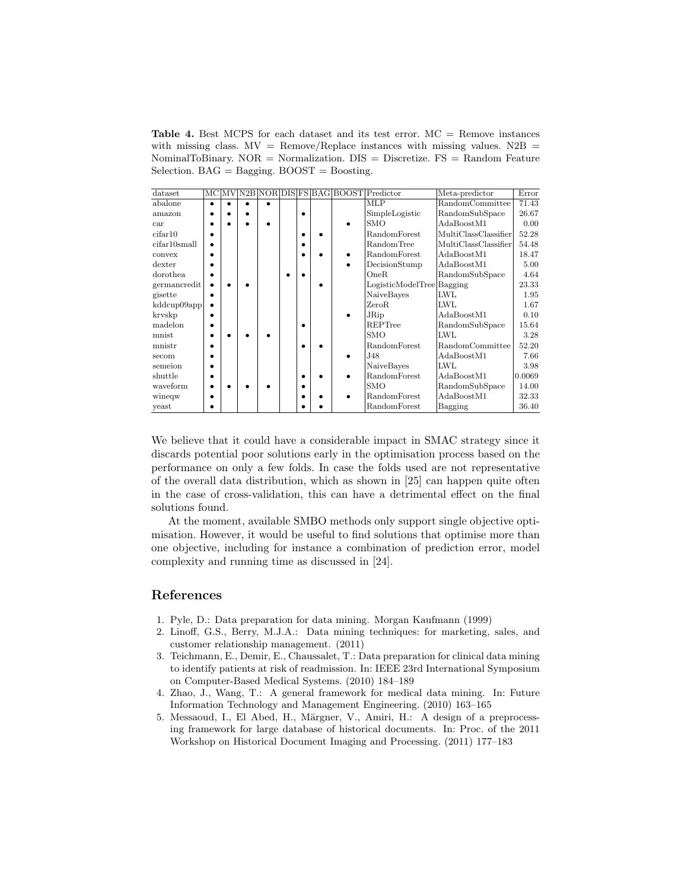**Table 4.** Best MCPS for each dataset and its test error. MC = Remove instances with missing class. MV = Remove/Replace instances with missing values. N2B = NominalToBinary. NOR = Normalization. DIS = Discretize. FS = Random Feature Selection. BAG = Bagging. BOOST = Boosting.

| dataset | MC | MV | N2B | NOR | DIS | FS | BAG | BOOST | Predictor | Meta-predictor | Error |
|---|---|---|---|---|---|---|---|---|---|---|---|
| abalone | • | • | • | • | | | | | MLP | RandomCommittee | 71.43 |
| amazon | • | • | • | | | • | | | SimpleLogistic | RandomSubSpace | 26.67 |
| car | • | • | • | • | | | | • | SMO | AdaBoostM1 | 0.00 |
| cifar10 | • | | | | | • | • | | RandomForest | MultiClassClassifier | 52.28 |
| cifar10small | • | | | | | • | | | RandomTree | MultiClassClassifier | 54.48 |
| convex | • | | | | | • | • | • | RandomForest | AdaBoostM1 | 18.47 |
| dexter | • | | | | | | | • | DecisionStump | AdaBoostM1 | 5.00 |
| dorothea | • | | | | • | • | | | OneR | RandomSubSpace | 4.64 |
| germancredit | • | • | • | | | | • | | LogisticModelTree | Bagging | 23.33 |
| gisette | • | | | | | | | | NaiveBayes | LWL | 1.95 |
| kddcup09app | • | | | | | | | | ZeroR | LWL | 1.67 |
| krvskp | • | | | | | | | • | JRip | AdaBoostM1 | 0.10 |
| madelon | • | | | | | • | | | REPTree | RandomSubSpace | 15.64 |
| mnist | • | • | • | • | | | | | SMO | LWL | 3.28 |
| mnistr | • | | | | | • | • | | RandomForest | RandomCommittee | 52.20 |
| secom | • | | | | | | | • | J48 | AdaBoostM1 | 7.66 |
| semeion | • | | | | | | | | NaiveBayes | LWL | 3.98 |
| shuttle | • | | | | | • | • | • | RandomForest | AdaBoostM1 | 0.0069 |
| waveform | • | • | • | • | | • | | | SMO | RandomSubSpace | 14.00 |
| wineqw | • | | | | | • | • | • | RandomForest | AdaBoostM1 | 32.33 |
| yeast | • | | | | | • | • | | RandomForest | Bagging | 36.40 |

We believe that it could have a considerable impact in SMAC strategy since it discards potential poor solutions early in the optimisation process based on the performance on only a few folds. In case the folds used are not representative of the overall data distribution, which as shown in [25] can happen quite often in the case of cross-validation, this can have a detrimental effect on the final solutions found.

At the moment, available SMBO methods only support single objective optimisation. However, it would be useful to find solutions that optimise more than one objective, including for instance a combination of prediction error, model complexity and running time as discussed in [24].

## References

1. Pyle, D.: Data preparation for data mining. Morgan Kaufmann (1999)
2. Linoff, G.S., Berry, M.J.A.: Data mining techniques: for marketing, sales, and customer relationship management. (2011)
3. Teichmann, E., Demir, E., Chaussalet, T.: Data preparation for clinical data mining to identify patients at risk of readmission. In: IEEE 23rd International Symposium on Computer-Based Medical Systems. (2010) 184–189
4. Zhao, J., Wang, T.: A general framework for medical data mining. In: Future Information Technology and Management Engineering. (2010) 163–165
5. Messaoud, I., El Abed, H., Märgner, V., Amiri, H.: A design of a preprocessing framework for large database of historical documents. In: Proc. of the 2011 Workshop on Historical Document Imaging and Processing. (2011) 177–183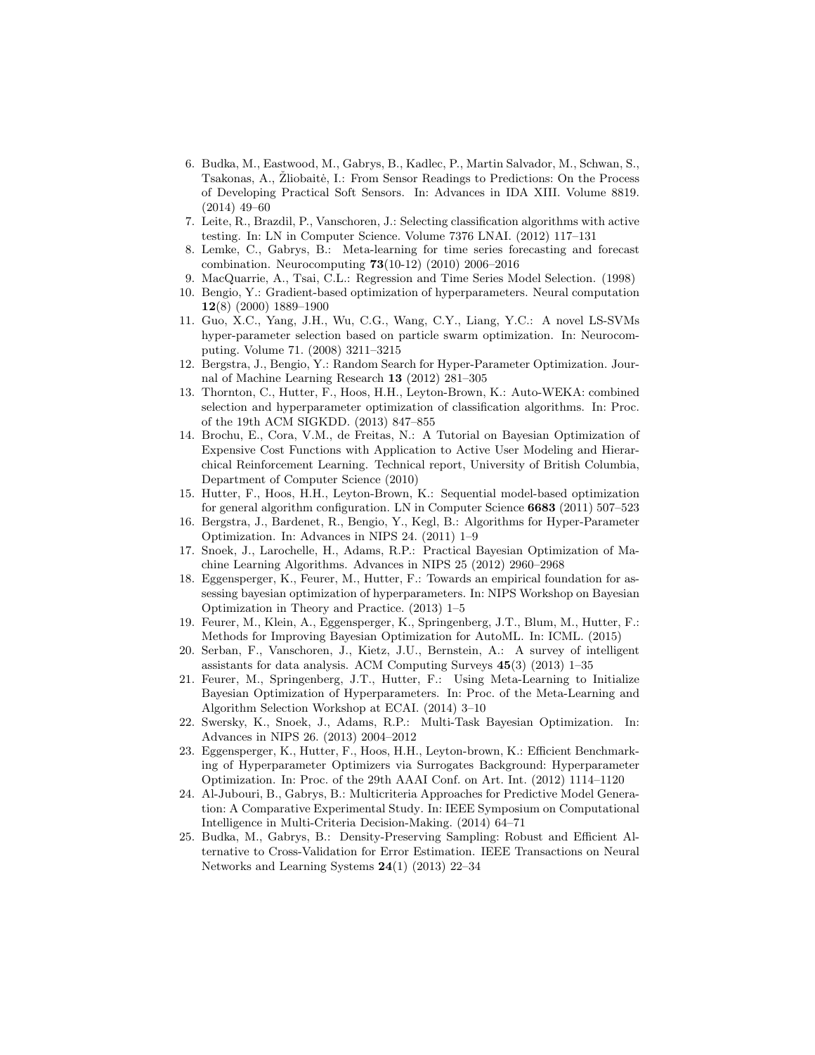6. Budka, M., Eastwood, M., Gabrys, B., Kadlec, P., Martin Salvador, M., Schwan, S., Tsakonas, A., Žliobaitė, I.: From Sensor Readings to Predictions: On the Process of Developing Practical Soft Sensors. In: Advances in IDA XIII. Volume 8819. (2014) 49–60
7. Leite, R., Brazdil, P., Vanschoren, J.: Selecting classification algorithms with active testing. In: LN in Computer Science. Volume 7376 LNAI. (2012) 117–131
8. Lemke, C., Gabrys, B.: Meta-learning for time series forecasting and forecast combination. Neurocomputing **73**(10-12) (2010) 2006–2016
9. MacQuarrie, A., Tsai, C.L.: Regression and Time Series Model Selection. (1998)
10. Bengio, Y.: Gradient-based optimization of hyperparameters. Neural computation **12**(8) (2000) 1889–1900
11. Guo, X.C., Yang, J.H., Wu, C.G., Wang, C.Y., Liang, Y.C.: A novel LS-SVMs hyper-parameter selection based on particle swarm optimization. In: Neurocomputing. Volume 71. (2008) 3211–3215
12. Bergstra, J., Bengio, Y.: Random Search for Hyper-Parameter Optimization. Journal of Machine Learning Research **13** (2012) 281–305
13. Thornton, C., Hutter, F., Hoos, H.H., Leyton-Brown, K.: Auto-WEKA: combined selection and hyperparameter optimization of classification algorithms. In: Proc. of the 19th ACM SIGKDD. (2013) 847–855
14. Brochu, E., Cora, V.M., de Freitas, N.: A Tutorial on Bayesian Optimization of Expensive Cost Functions with Application to Active User Modeling and Hierarchical Reinforcement Learning. Technical report, University of British Columbia, Department of Computer Science (2010)
15. Hutter, F., Hoos, H.H., Leyton-Brown, K.: Sequential model-based optimization for general algorithm configuration. LN in Computer Science **6683** (2011) 507–523
16. Bergstra, J., Bardenet, R., Bengio, Y., Kegl, B.: Algorithms for Hyper-Parameter Optimization. In: Advances in NIPS 24. (2011) 1–9
17. Snoek, J., Larochelle, H., Adams, R.P.: Practical Bayesian Optimization of Machine Learning Algorithms. Advances in NIPS 25 (2012) 2960–2968
18. Eggensperger, K., Feurer, M., Hutter, F.: Towards an empirical foundation for assessing bayesian optimization of hyperparameters. In: NIPS Workshop on Bayesian Optimization in Theory and Practice. (2013) 1–5
19. Feurer, M., Klein, A., Eggensperger, K., Springenberg, J.T., Blum, M., Hutter, F.: Methods for Improving Bayesian Optimization for AutoML. In: ICML. (2015)
20. Serban, F., Vanschoren, J., Kietz, J.U., Bernstein, A.: A survey of intelligent assistants for data analysis. ACM Computing Surveys **45**(3) (2013) 1–35
21. Feurer, M., Springenberg, J.T., Hutter, F.: Using Meta-Learning to Initialize Bayesian Optimization of Hyperparameters. In: Proc. of the Meta-Learning and Algorithm Selection Workshop at ECAI. (2014) 3–10
22. Swersky, K., Snoek, J., Adams, R.P.: Multi-Task Bayesian Optimization. In: Advances in NIPS 26. (2013) 2004–2012
23. Eggensperger, K., Hutter, F., Hoos, H.H., Leyton-brown, K.: Efficient Benchmarking of Hyperparameter Optimizers via Surrogates Background: Hyperparameter Optimization. In: Proc. of the 29th AAAI Conf. on Art. Int. (2012) 1114–1120
24. Al-Jubouri, B., Gabrys, B.: Multicriteria Approaches for Predictive Model Generation: A Comparative Experimental Study. In: IEEE Symposium on Computational Intelligence in Multi-Criteria Decision-Making. (2014) 64–71
25. Budka, M., Gabrys, B.: Density-Preserving Sampling: Robust and Efficient Alternative to Cross-Validation for Error Estimation. IEEE Transactions on Neural Networks and Learning Systems **24**(1) (2013) 22–34